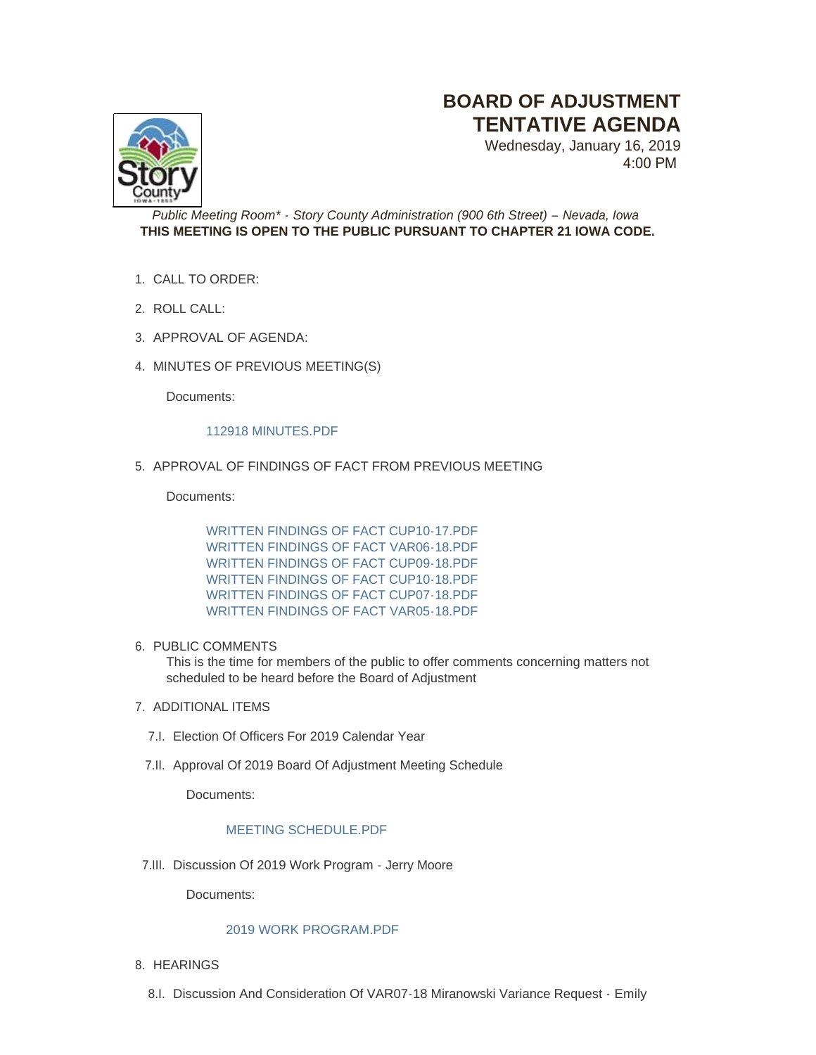# BOARD OF ADJUSTMENT TENTATIVE AGENDA

Wednesday, January 16, 2019
4:00 PM

*Public Meeting Room\* - Story County Administration (900 6th Street) – Nevada, Iowa*
**THIS MEETING IS OPEN TO THE PUBLIC PURSUANT TO CHAPTER 21 IOWA CODE.**

1. CALL TO ORDER:

2. ROLL CALL:

3. APPROVAL OF AGENDA:

4. MINUTES OF PREVIOUS MEETING(S)

   Documents:

   112918 MINUTES.PDF

5. APPROVAL OF FINDINGS OF FACT FROM PREVIOUS MEETING

   Documents:

   WRITTEN FINDINGS OF FACT CUP10-17.PDF
   WRITTEN FINDINGS OF FACT VAR06-18.PDF
   WRITTEN FINDINGS OF FACT CUP09-18.PDF
   WRITTEN FINDINGS OF FACT CUP10-18.PDF
   WRITTEN FINDINGS OF FACT CUP07-18.PDF
   WRITTEN FINDINGS OF FACT VAR05-18.PDF

6. PUBLIC COMMENTS

   This is the time for members of the public to offer comments concerning matters not scheduled to be heard before the Board of Adjustment

7. ADDITIONAL ITEMS

   7.I. Election Of Officers For 2019 Calendar Year

   7.II. Approval Of 2019 Board Of Adjustment Meeting Schedule

   Documents:

   MEETING SCHEDULE.PDF

   7.III. Discussion Of 2019 Work Program - Jerry Moore

   Documents:

   2019 WORK PROGRAM.PDF

8. HEARINGS

   8.I. Discussion And Consideration Of VAR07-18 Miranowski Variance Request - Emily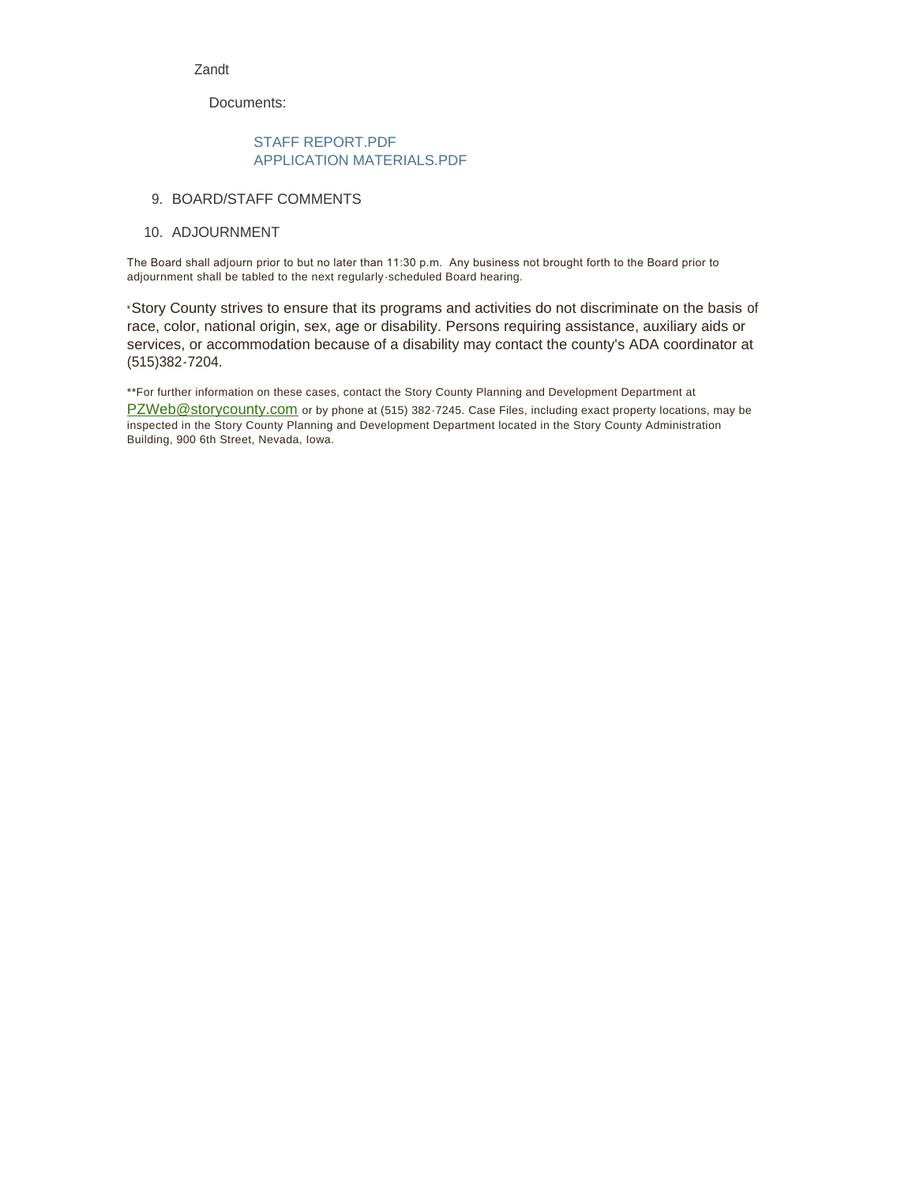Zandt

Documents:

STAFF REPORT.PDF
APPLICATION MATERIALS.PDF

9. BOARD/STAFF COMMENTS

10. ADJOURNMENT

The Board shall adjourn prior to but no later than 11:30 p.m. Any business not brought forth to the Board prior to adjournment shall be tabled to the next regularly-scheduled Board hearing.

*Story County strives to ensure that its programs and activities do not discriminate on the basis of race, color, national origin, sex, age or disability. Persons requiring assistance, auxiliary aids or services, or accommodation because of a disability may contact the county's ADA coordinator at (515)382-7204.

**For further information on these cases, contact the Story County Planning and Development Department at PZWeb@storycounty.com or by phone at (515) 382-7245. Case Files, including exact property locations, may be inspected in the Story County Planning and Development Department located in the Story County Administration Building, 900 6th Street, Nevada, Iowa.